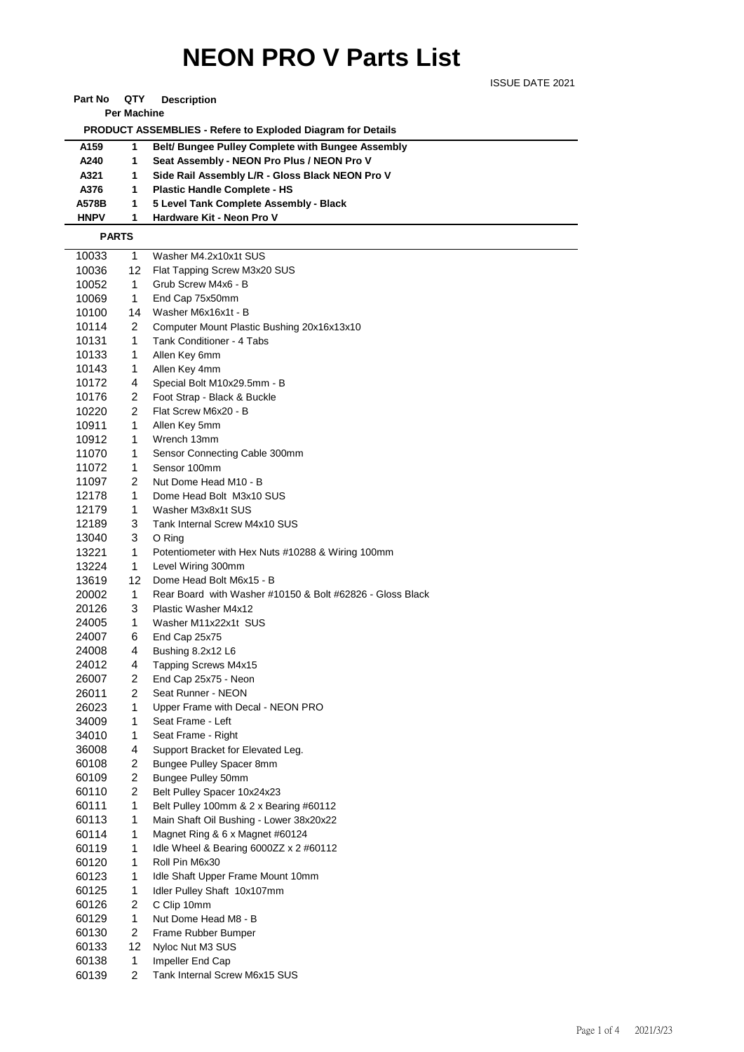# NEON PRO V Parts List

ISSUE DATE 2021

| Part No | QTY Per Machine | Description |
|---|---|---|
| **PRODUCT ASSEMBLIES - Refere to Exploded Diagram for Details** | | |
| **A159** | **1** | **Belt/ Bungee Pulley Complete with Bungee Assembly** |
| **A240** | **1** | **Seat Assembly - NEON Pro Plus / NEON Pro V** |
| **A321** | **1** | **Side Rail Assembly L/R - Gloss Black NEON Pro V** |
| **A376** | **1** | **Plastic Handle Complete - HS** |
| **A578B** | **1** | **5 Level Tank Complete Assembly - Black** |
| **HNPV** | **1** | **Hardware Kit - Neon Pro V** |
| **PARTS** | | |
| 10033 | 1 | Washer M4.2x10x1t SUS |
| 10036 | 12 | Flat Tapping Screw M3x20 SUS |
| 10052 | 1 | Grub Screw M4x6 - B |
| 10069 | 1 | End Cap 75x50mm |
| 10100 | 14 | Washer M6x16x1t - B |
| 10114 | 2 | Computer Mount Plastic Bushing 20x16x13x10 |
| 10131 | 1 | Tank Conditioner - 4 Tabs |
| 10133 | 1 | Allen Key 6mm |
| 10143 | 1 | Allen Key 4mm |
| 10172 | 4 | Special Bolt M10x29.5mm - B |
| 10176 | 2 | Foot Strap - Black & Buckle |
| 10220 | 2 | Flat Screw M6x20 - B |
| 10911 | 1 | Allen Key 5mm |
| 10912 | 1 | Wrench 13mm |
| 11070 | 1 | Sensor Connecting Cable 300mm |
| 11072 | 1 | Sensor 100mm |
| 11097 | 2 | Nut Dome Head M10 - B |
| 12178 | 1 | Dome Head Bolt M3x10 SUS |
| 12179 | 1 | Washer M3x8x1t SUS |
| 12189 | 3 | Tank Internal Screw M4x10 SUS |
| 13040 | 3 | O Ring |
| 13221 | 1 | Potentiometer with Hex Nuts #10288 & Wiring 100mm |
| 13224 | 1 | Level Wiring 300mm |
| 13619 | 12 | Dome Head Bolt M6x15 - B |
| 20002 | 1 | Rear Board with Washer #10150 & Bolt #62826 - Gloss Black |
| 20126 | 3 | Plastic Washer M4x12 |
| 24005 | 1 | Washer M11x22x1t SUS |
| 24007 | 6 | End Cap 25x75 |
| 24008 | 4 | Bushing 8.2x12 L6 |
| 24012 | 4 | Tapping Screws M4x15 |
| 26007 | 2 | End Cap 25x75 - Neon |
| 26011 | 2 | Seat Runner - NEON |
| 26023 | 1 | Upper Frame with Decal - NEON PRO |
| 34009 | 1 | Seat Frame - Left |
| 34010 | 1 | Seat Frame - Right |
| 36008 | 4 | Support Bracket for Elevated Leg. |
| 60108 | 2 | Bungee Pulley Spacer 8mm |
| 60109 | 2 | Bungee Pulley 50mm |
| 60110 | 2 | Belt Pulley Spacer 10x24x23 |
| 60111 | 1 | Belt Pulley 100mm & 2 x Bearing #60112 |
| 60113 | 1 | Main Shaft Oil Bushing - Lower 38x20x22 |
| 60114 | 1 | Magnet Ring & 6 x Magnet #60124 |
| 60119 | 1 | Idle Wheel & Bearing 6000ZZ x 2 #60112 |
| 60120 | 1 | Roll Pin M6x30 |
| 60123 | 1 | Idle Shaft Upper Frame Mount 10mm |
| 60125 | 1 | Idler Pulley Shaft 10x107mm |
| 60126 | 2 | C Clip 10mm |
| 60129 | 1 | Nut Dome Head M8 - B |
| 60130 | 2 | Frame Rubber Bumper |
| 60133 | 12 | Nyloc Nut M3 SUS |
| 60138 | 1 | Impeller End Cap |
| 60139 | 2 | Tank Internal Screw M6x15 SUS |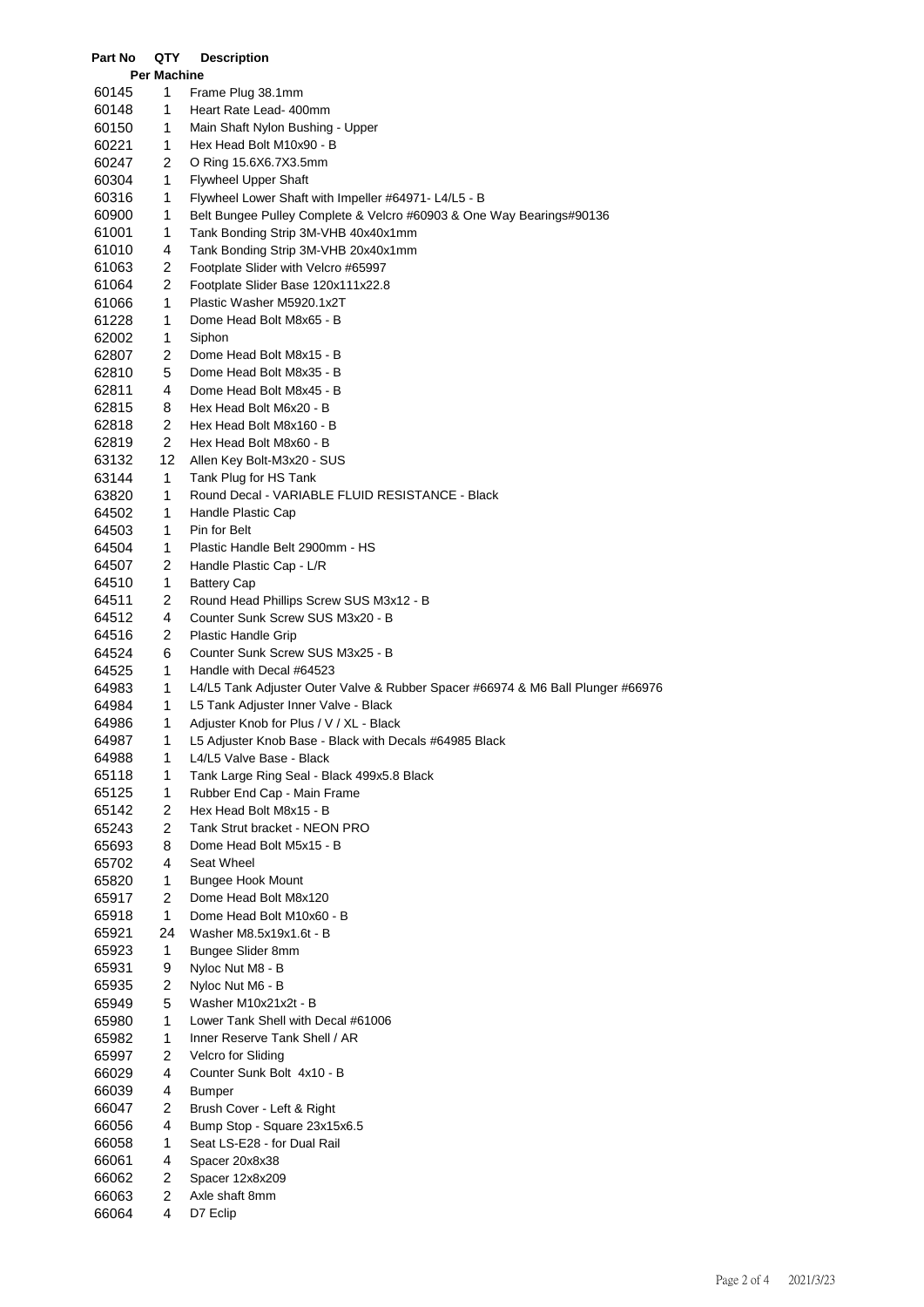| Part No | QTY Per Machine | Description |
|---|---|---|
| 60145 | 1 | Frame Plug 38.1mm |
| 60148 | 1 | Heart Rate Lead- 400mm |
| 60150 | 1 | Main Shaft Nylon Bushing - Upper |
| 60221 | 1 | Hex Head Bolt M10x90 - B |
| 60247 | 2 | O Ring 15.6X6.7X3.5mm |
| 60304 | 1 | Flywheel Upper Shaft |
| 60316 | 1 | Flywheel Lower Shaft with Impeller #64971- L4/L5 - B |
| 60900 | 1 | Belt Bungee Pulley Complete & Velcro #60903 & One Way Bearings#90136 |
| 61001 | 1 | Tank Bonding Strip 3M-VHB 40x40x1mm |
| 61010 | 4 | Tank Bonding Strip 3M-VHB 20x40x1mm |
| 61063 | 2 | Footplate Slider with Velcro #65997 |
| 61064 | 2 | Footplate Slider Base 120x111x22.8 |
| 61066 | 1 | Plastic Washer M5920.1x2T |
| 61228 | 1 | Dome Head Bolt M8x65 - B |
| 62002 | 1 | Siphon |
| 62807 | 2 | Dome Head Bolt M8x15 - B |
| 62810 | 5 | Dome Head Bolt M8x35 - B |
| 62811 | 4 | Dome Head Bolt M8x45 - B |
| 62815 | 8 | Hex Head Bolt M6x20 - B |
| 62818 | 2 | Hex Head Bolt M8x160 - B |
| 62819 | 2 | Hex Head Bolt M8x60 - B |
| 63132 | 12 | Allen Key Bolt-M3x20 - SUS |
| 63144 | 1 | Tank Plug for HS Tank |
| 63820 | 1 | Round Decal - VARIABLE FLUID RESISTANCE - Black |
| 64502 | 1 | Handle Plastic Cap |
| 64503 | 1 | Pin for Belt |
| 64504 | 1 | Plastic Handle Belt 2900mm - HS |
| 64507 | 2 | Handle Plastic Cap - L/R |
| 64510 | 1 | Battery Cap |
| 64511 | 2 | Round Head Phillips Screw SUS M3x12 - B |
| 64512 | 4 | Counter Sunk Screw SUS M3x20 - B |
| 64516 | 2 | Plastic Handle Grip |
| 64524 | 6 | Counter Sunk Screw SUS M3x25 - B |
| 64525 | 1 | Handle with Decal #64523 |
| 64983 | 1 | L4/L5 Tank Adjuster Outer Valve & Rubber Spacer #66974 & M6 Ball Plunger #66976 |
| 64984 | 1 | L5 Tank Adjuster Inner Valve - Black |
| 64986 | 1 | Adjuster Knob for Plus / V / XL - Black |
| 64987 | 1 | L5 Adjuster Knob Base - Black with Decals #64985 Black |
| 64988 | 1 | L4/L5 Valve Base - Black |
| 65118 | 1 | Tank Large Ring Seal - Black 499x5.8 Black |
| 65125 | 1 | Rubber End Cap - Main Frame |
| 65142 | 2 | Hex Head Bolt M8x15 - B |
| 65243 | 2 | Tank Strut bracket - NEON PRO |
| 65693 | 8 | Dome Head Bolt M5x15 - B |
| 65702 | 4 | Seat Wheel |
| 65820 | 1 | Bungee Hook Mount |
| 65917 | 2 | Dome Head Bolt M8x120 |
| 65918 | 1 | Dome Head Bolt M10x60 - B |
| 65921 | 24 | Washer M8.5x19x1.6t - B |
| 65923 | 1 | Bungee Slider 8mm |
| 65931 | 9 | Nyloc Nut M8 - B |
| 65935 | 2 | Nyloc Nut M6 - B |
| 65949 | 5 | Washer M10x21x2t - B |
| 65980 | 1 | Lower Tank Shell with Decal #61006 |
| 65982 | 1 | Inner Reserve Tank Shell / AR |
| 65997 | 2 | Velcro for Sliding |
| 66029 | 4 | Counter Sunk Bolt 4x10 - B |
| 66039 | 4 | Bumper |
| 66047 | 2 | Brush Cover - Left & Right |
| 66056 | 4 | Bump Stop - Square 23x15x6.5 |
| 66058 | 1 | Seat LS-E28 - for Dual Rail |
| 66061 | 4 | Spacer 20x8x38 |
| 66062 | 2 | Spacer 12x8x209 |
| 66063 | 2 | Axle shaft 8mm |
| 66064 | 4 | D7 Eclip |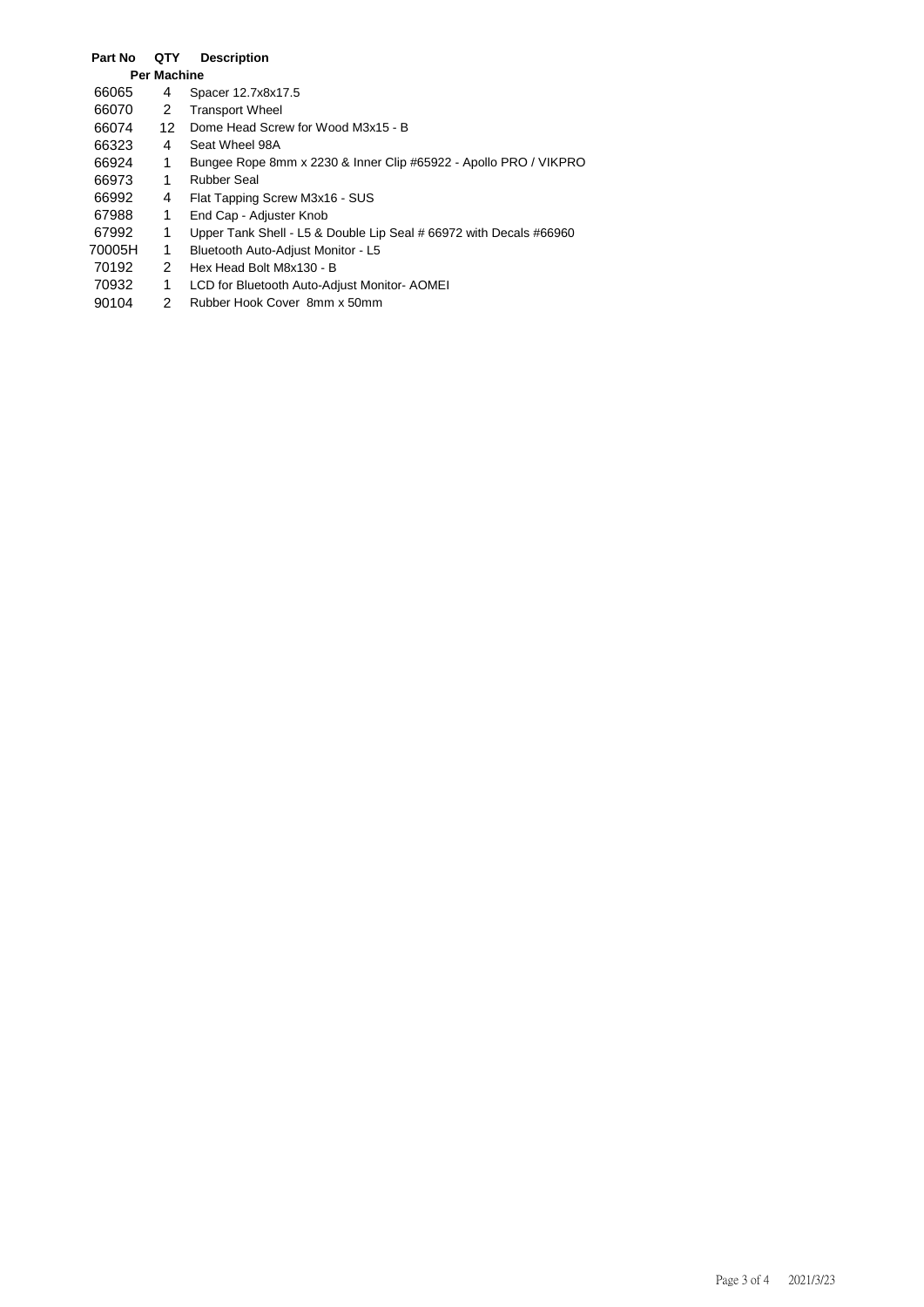| Part No | QTY | Description |
|---|---|---|
| | Per Machine | |
| 66065 | 4 | Spacer 12.7x8x17.5 |
| 66070 | 2 | Transport Wheel |
| 66074 | 12 | Dome Head Screw for Wood M3x15 - B |
| 66323 | 4 | Seat Wheel 98A |
| 66924 | 1 | Bungee Rope 8mm x 2230 & Inner Clip #65922 - Apollo PRO / VIKPRO |
| 66973 | 1 | Rubber Seal |
| 66992 | 4 | Flat Tapping Screw M3x16 - SUS |
| 67988 | 1 | End Cap - Adjuster Knob |
| 67992 | 1 | Upper Tank Shell - L5 & Double Lip Seal # 66972 with Decals #66960 |
| 70005H | 1 | Bluetooth Auto-Adjust Monitor - L5 |
| 70192 | 2 | Hex Head Bolt M8x130 - B |
| 70932 | 1 | LCD for Bluetooth Auto-Adjust Monitor- AOMEI |
| 90104 | 2 | Rubber Hook Cover 8mm x 50mm |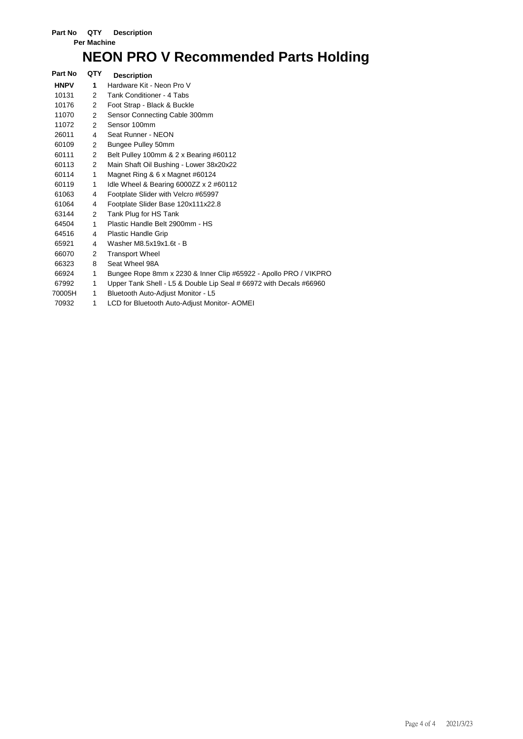**Part No QTY Description**
**Per Machine**

# NEON PRO V Recommended Parts Holding

| Part No | QTY | Description |
|---|---|---|
| **HNPV** | **1** | Hardware Kit - Neon Pro V |
| 10131 | 2 | Tank Conditioner - 4 Tabs |
| 10176 | 2 | Foot Strap - Black & Buckle |
| 11070 | 2 | Sensor Connecting Cable 300mm |
| 11072 | 2 | Sensor 100mm |
| 26011 | 4 | Seat Runner - NEON |
| 60109 | 2 | Bungee Pulley 50mm |
| 60111 | 2 | Belt Pulley 100mm & 2 x Bearing #60112 |
| 60113 | 2 | Main Shaft Oil Bushing - Lower 38x20x22 |
| 60114 | 1 | Magnet Ring & 6 x Magnet #60124 |
| 60119 | 1 | Idle Wheel & Bearing 6000ZZ x 2 #60112 |
| 61063 | 4 | Footplate Slider with Velcro #65997 |
| 61064 | 4 | Footplate Slider Base 120x111x22.8 |
| 63144 | 2 | Tank Plug for HS Tank |
| 64504 | 1 | Plastic Handle Belt 2900mm - HS |
| 64516 | 4 | Plastic Handle Grip |
| 65921 | 4 | Washer M8.5x19x1.6t - B |
| 66070 | 2 | Transport Wheel |
| 66323 | 8 | Seat Wheel 98A |
| 66924 | 1 | Bungee Rope 8mm x 2230 & Inner Clip #65922 - Apollo PRO / VIKPRO |
| 67992 | 1 | Upper Tank Shell - L5 & Double Lip Seal # 66972 with Decals #66960 |
| 70005H | 1 | Bluetooth Auto-Adjust Monitor - L5 |
| 70932 | 1 | LCD for Bluetooth Auto-Adjust Monitor- AOMEI |